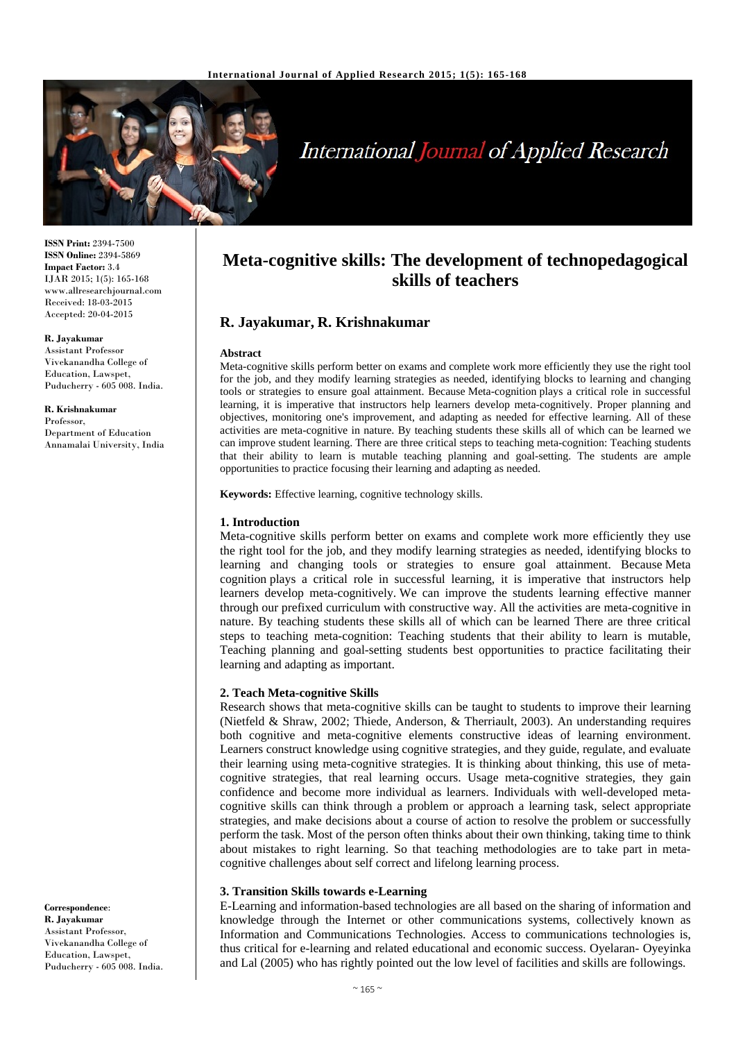# Meta-cognitive skills: The development of technopedagogical skills of teachers

**R. Jayakumar, R. Krishnakumar**

**ISSN Print:** 2394-7500
**ISSN Online:** 2394-5869
**Impact Factor:** 3.4
IJAR 2015; 1(5): 165-168
www.allresearchjournal.com
Received: 18-03-2015
Accepted: 20-04-2015

**R. Jayakumar**
Assistant Professor
Vivekanandha College of Education, Lawspet, Puducherry - 605 008. India.

**R. Krishnakumar**
Professor,
Department of Education
Annamalai University, India

**Correspondence**:
**R. Jayakumar**
Assistant Professor,
Vivekanandha College of Education, Lawspet, Puducherry - 605 008. India.

### Abstract

Meta-cognitive skills perform better on exams and complete work more efficiently they use the right tool for the job, and they modify learning strategies as needed, identifying blocks to learning and changing tools or strategies to ensure goal attainment. Because Meta-cognition plays a critical role in successful learning, it is imperative that instructors help learners develop meta-cognitively. Proper planning and objectives, monitoring one's improvement, and adapting as needed for effective learning. All of these activities are meta-cognitive in nature. By teaching students these skills all of which can be learned we can improve student learning. There are three critical steps to teaching meta-cognition: Teaching students that their ability to learn is mutable teaching planning and goal-setting. The students are ample opportunities to practice focusing their learning and adapting as needed.

**Keywords:** Effective learning, cognitive technology skills.

## 1. Introduction

Meta-cognitive skills perform better on exams and complete work more efficiently they use the right tool for the job, and they modify learning strategies as needed, identifying blocks to learning and changing tools or strategies to ensure goal attainment. Because Meta cognition plays a critical role in successful learning, it is imperative that instructors help learners develop meta-cognitively. We can improve the students learning effective manner through our prefixed curriculum with constructive way. All the activities are meta-cognitive in nature. By teaching students these skills all of which can be learned There are three critical steps to teaching meta-cognition: Teaching students that their ability to learn is mutable, Teaching planning and goal-setting students best opportunities to practice facilitating their learning and adapting as important.

## 2. Teach Meta-cognitive Skills

Research shows that meta-cognitive skills can be taught to students to improve their learning (Nietfeld & Shraw, 2002; Thiede, Anderson, & Therriault, 2003). An understanding requires both cognitive and meta-cognitive elements constructive ideas of learning environment. Learners construct knowledge using cognitive strategies, and they guide, regulate, and evaluate their learning using meta-cognitive strategies. It is thinking about thinking, this use of meta-cognitive strategies, that real learning occurs. Usage meta-cognitive strategies, they gain confidence and become more individual as learners. Individuals with well-developed meta-cognitive skills can think through a problem or approach a learning task, select appropriate strategies, and make decisions about a course of action to resolve the problem or successfully perform the task. Most of the person often thinks about their own thinking, taking time to think about mistakes to right learning. So that teaching methodologies are to take part in meta-cognitive challenges about self correct and lifelong learning process.

## 3. Transition Skills towards e-Learning

E-Learning and information-based technologies are all based on the sharing of information and knowledge through the Internet or other communications systems, collectively known as Information and Communications Technologies. Access to communications technologies is, thus critical for e-learning and related educational and economic success. Oyelaran- Oyeyinka and Lal (2005) who has rightly pointed out the low level of facilities and skills are followings.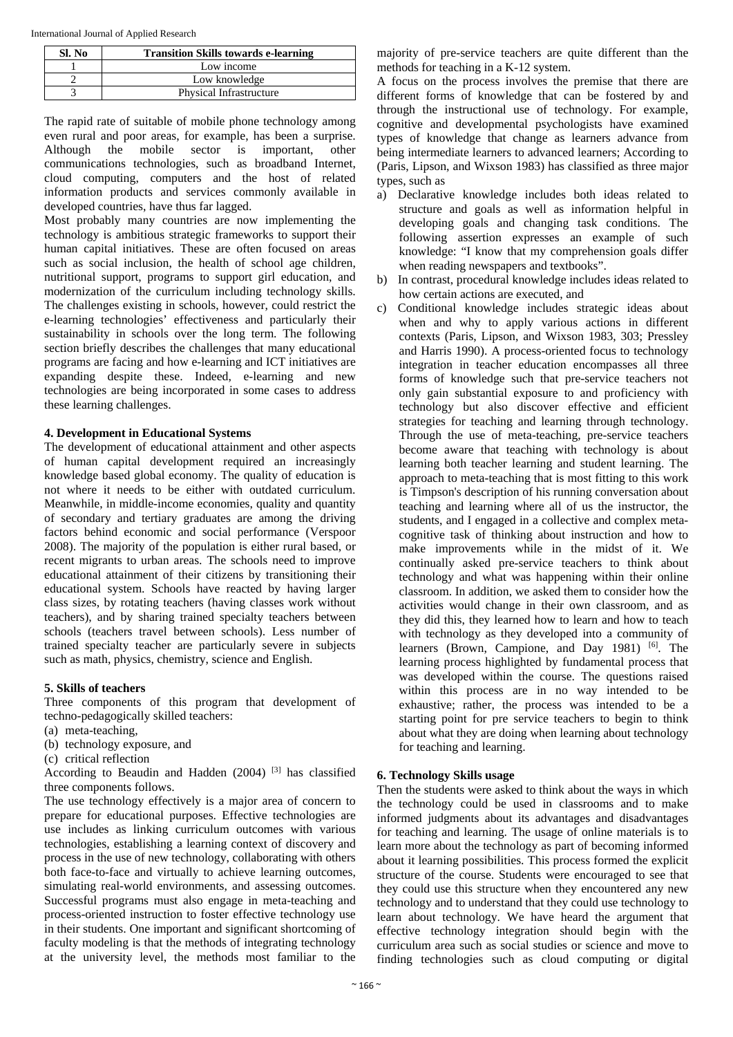| Sl. No | Transition Skills towards e-learning |
|---|---|
| 1 | Low income |
| 2 | Low knowledge |
| 3 | Physical Infrastructure |

The rapid rate of suitable of mobile phone technology among even rural and poor areas, for example, has been a surprise. Although the mobile sector is important, other communications technologies, such as broadband Internet, cloud computing, computers and the host of related information products and services commonly available in developed countries, have thus far lagged.

Most probably many countries are now implementing the technology is ambitious strategic frameworks to support their human capital initiatives. These are often focused on areas such as social inclusion, the health of school age children, nutritional support, programs to support girl education, and modernization of the curriculum including technology skills. The challenges existing in schools, however, could restrict the e-learning technologies' effectiveness and particularly their sustainability in schools over the long term. The following section briefly describes the challenges that many educational programs are facing and how e-learning and ICT initiatives are expanding despite these. Indeed, e-learning and new technologies are being incorporated in some cases to address these learning challenges.

## 4. Development in Educational Systems

The development of educational attainment and other aspects of human capital development required an increasingly knowledge based global economy. The quality of education is not where it needs to be either with outdated curriculum. Meanwhile, in middle-income economies, quality and quantity of secondary and tertiary graduates are among the driving factors behind economic and social performance (Verspoor 2008). The majority of the population is either rural based, or recent migrants to urban areas. The schools need to improve educational attainment of their citizens by transitioning their educational system. Schools have reacted by having larger class sizes, by rotating teachers (having classes work without teachers), and by sharing trained specialty teachers between schools (teachers travel between schools). Less number of trained specialty teacher are particularly severe in subjects such as math, physics, chemistry, science and English.

## 5. Skills of teachers

Three components of this program that development of techno-pedagogically skilled teachers:

(a) meta-teaching,
(b) technology exposure, and
(c) critical reflection

According to Beaudin and Hadden (2004) [3] has classified three components follows.

The use technology effectively is a major area of concern to prepare for educational purposes. Effective technologies are use includes as linking curriculum outcomes with various technologies, establishing a learning context of discovery and process in the use of new technology, collaborating with others both face-to-face and virtually to achieve learning outcomes, simulating real-world environments, and assessing outcomes. Successful programs must also engage in meta-teaching and process-oriented instruction to foster effective technology use in their students. One important and significant shortcoming of faculty modeling is that the methods of integrating technology at the university level, the methods most familiar to the majority of pre-service teachers are quite different than the methods for teaching in a K-12 system.

A focus on the process involves the premise that there are different forms of knowledge that can be fostered by and through the instructional use of technology. For example, cognitive and developmental psychologists have examined types of knowledge that change as learners advance from being intermediate learners to advanced learners; According to (Paris, Lipson, and Wixson 1983) has classified as three major types, such as

a) Declarative knowledge includes both ideas related to structure and goals as well as information helpful in developing goals and changing task conditions. The following assertion expresses an example of such knowledge: "I know that my comprehension goals differ when reading newspapers and textbooks".
b) In contrast, procedural knowledge includes ideas related to how certain actions are executed, and
c) Conditional knowledge includes strategic ideas about when and why to apply various actions in different contexts (Paris, Lipson, and Wixson 1983, 303; Pressley and Harris 1990). A process-oriented focus to technology integration in teacher education encompasses all three forms of knowledge such that pre-service teachers not only gain substantial exposure to and proficiency with technology but also discover effective and efficient strategies for teaching and learning through technology. Through the use of meta-teaching, pre-service teachers become aware that teaching with technology is about learning both teacher learning and student learning. The approach to meta-teaching that is most fitting to this work is Timpson's description of his running conversation about teaching and learning where all of us the instructor, the students, and I engaged in a collective and complex meta-cognitive task of thinking about instruction and how to make improvements while in the midst of it. We continually asked pre-service teachers to think about technology and what was happening within their online classroom. In addition, we asked them to consider how the activities would change in their own classroom, and as they did this, they learned how to learn and how to teach with technology as they developed into a community of learners (Brown, Campione, and Day 1981) [6]. The learning process highlighted by fundamental process that was developed within the course. The questions raised within this process are in no way intended to be exhaustive; rather, the process was intended to be a starting point for pre service teachers to begin to think about what they are doing when learning about technology for teaching and learning.

## 6. Technology Skills usage

Then the students were asked to think about the ways in which the technology could be used in classrooms and to make informed judgments about its advantages and disadvantages for teaching and learning. The usage of online materials is to learn more about the technology as part of becoming informed about it learning possibilities. This process formed the explicit structure of the course. Students were encouraged to see that they could use this structure when they encountered any new technology and to understand that they could use technology to learn about technology. We have heard the argument that effective technology integration should begin with the curriculum area such as social studies or science and move to finding technologies such as cloud computing or digital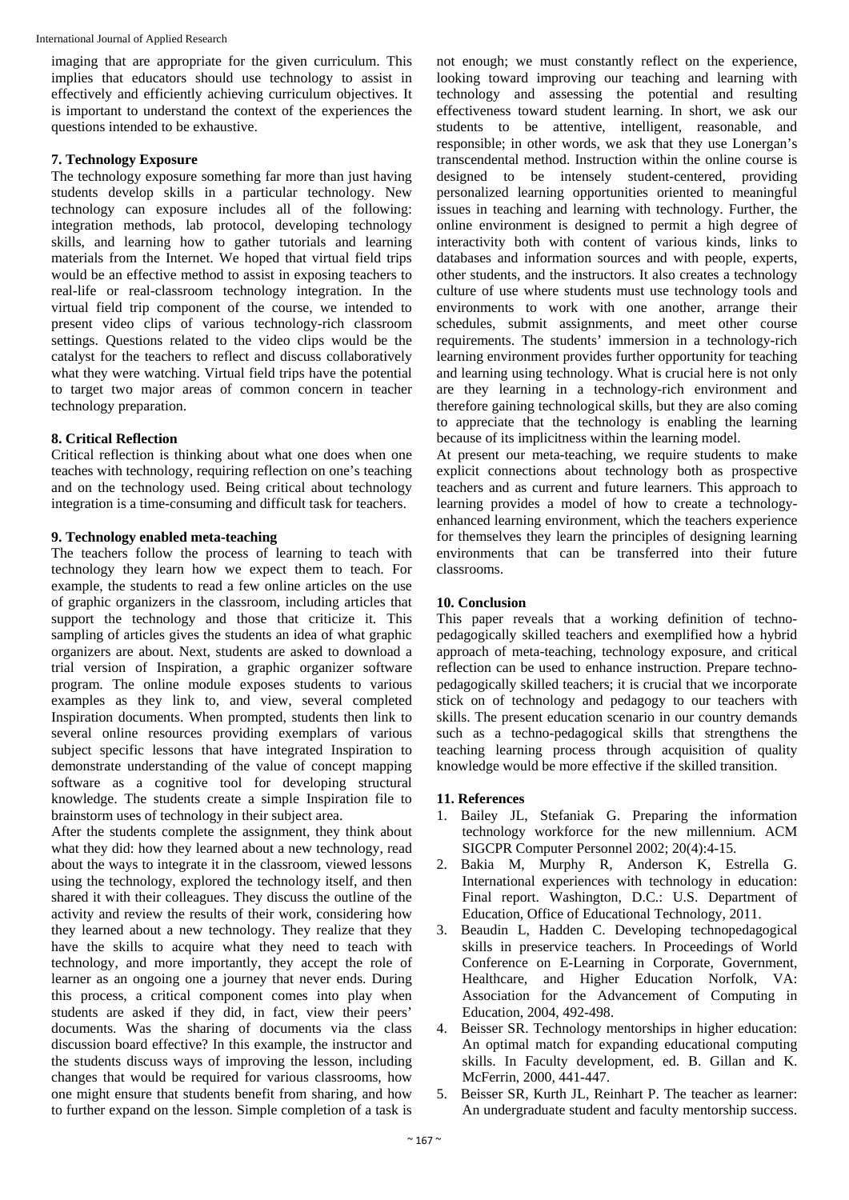imaging that are appropriate for the given curriculum. This implies that educators should use technology to assist in effectively and efficiently achieving curriculum objectives. It is important to understand the context of the experiences the questions intended to be exhaustive.

## 7. Technology Exposure

The technology exposure something far more than just having students develop skills in a particular technology. New technology can exposure includes all of the following: integration methods, lab protocol, developing technology skills, and learning how to gather tutorials and learning materials from the Internet. We hoped that virtual field trips would be an effective method to assist in exposing teachers to real-life or real-classroom technology integration. In the virtual field trip component of the course, we intended to present video clips of various technology-rich classroom settings. Questions related to the video clips would be the catalyst for the teachers to reflect and discuss collaboratively what they were watching. Virtual field trips have the potential to target two major areas of common concern in teacher technology preparation.

## 8. Critical Reflection

Critical reflection is thinking about what one does when one teaches with technology, requiring reflection on one's teaching and on the technology used. Being critical about technology integration is a time-consuming and difficult task for teachers.

## 9. Technology enabled meta-teaching

The teachers follow the process of learning to teach with technology they learn how we expect them to teach. For example, the students to read a few online articles on the use of graphic organizers in the classroom, including articles that support the technology and those that criticize it. This sampling of articles gives the students an idea of what graphic organizers are about. Next, students are asked to download a trial version of Inspiration, a graphic organizer software program. The online module exposes students to various examples as they link to, and view, several completed Inspiration documents. When prompted, students then link to several online resources providing exemplars of various subject specific lessons that have integrated Inspiration to demonstrate understanding of the value of concept mapping software as a cognitive tool for developing structural knowledge. The students create a simple Inspiration file to brainstorm uses of technology in their subject area.

After the students complete the assignment, they think about what they did: how they learned about a new technology, read about the ways to integrate it in the classroom, viewed lessons using the technology, explored the technology itself, and then shared it with their colleagues. They discuss the outline of the activity and review the results of their work, considering how they learned about a new technology. They realize that they have the skills to acquire what they need to teach with technology, and more importantly, they accept the role of learner as an ongoing one a journey that never ends. During this process, a critical component comes into play when students are asked if they did, in fact, view their peers' documents. Was the sharing of documents via the class discussion board effective? In this example, the instructor and the students discuss ways of improving the lesson, including changes that would be required for various classrooms, how one might ensure that students benefit from sharing, and how to further expand on the lesson. Simple completion of a task is not enough; we must constantly reflect on the experience, looking toward improving our teaching and learning with technology and assessing the potential and resulting effectiveness toward student learning. In short, we ask our students to be attentive, intelligent, reasonable, and responsible; in other words, we ask that they use Lonergan's transcendental method. Instruction within the online course is designed to be intensely student-centered, providing personalized learning opportunities oriented to meaningful issues in teaching and learning with technology. Further, the online environment is designed to permit a high degree of interactivity both with content of various kinds, links to databases and information sources and with people, experts, other students, and the instructors. It also creates a technology culture of use where students must use technology tools and environments to work with one another, arrange their schedules, submit assignments, and meet other course requirements. The students' immersion in a technology-rich learning environment provides further opportunity for teaching and learning using technology. What is crucial here is not only are they learning in a technology-rich environment and therefore gaining technological skills, but they are also coming to appreciate that the technology is enabling the learning because of its implicitness within the learning model.

At present our meta-teaching, we require students to make explicit connections about technology both as prospective teachers and as current and future learners. This approach to learning provides a model of how to create a technology-enhanced learning environment, which the teachers experience for themselves they learn the principles of designing learning environments that can be transferred into their future classrooms.

## 10. Conclusion

This paper reveals that a working definition of techno-pedagogically skilled teachers and exemplified how a hybrid approach of meta-teaching, technology exposure, and critical reflection can be used to enhance instruction. Prepare techno-pedagogically skilled teachers; it is crucial that we incorporate stick on of technology and pedagogy to our teachers with skills. The present education scenario in our country demands such as a techno-pedagogical skills that strengthens the teaching learning process through acquisition of quality knowledge would be more effective if the skilled transition.

## 11. References

1. Bailey JL, Stefaniak G. Preparing the information technology workforce for the new millennium. ACM SIGCPR Computer Personnel 2002; 20(4):4-15.
2. Bakia M, Murphy R, Anderson K, Estrella G. International experiences with technology in education: Final report. Washington, D.C.: U.S. Department of Education, Office of Educational Technology, 2011.
3. Beaudin L, Hadden C. Developing technopedagogical skills in preservice teachers. In Proceedings of World Conference on E-Learning in Corporate, Government, Healthcare, and Higher Education Norfolk, VA: Association for the Advancement of Computing in Education, 2004, 492-498.
4. Beisser SR. Technology mentorships in higher education: An optimal match for expanding educational computing skills. In Faculty development, ed. B. Gillan and K. McFerrin, 2000, 441-447.
5. Beisser SR, Kurth JL, Reinhart P. The teacher as learner: An undergraduate student and faculty mentorship success.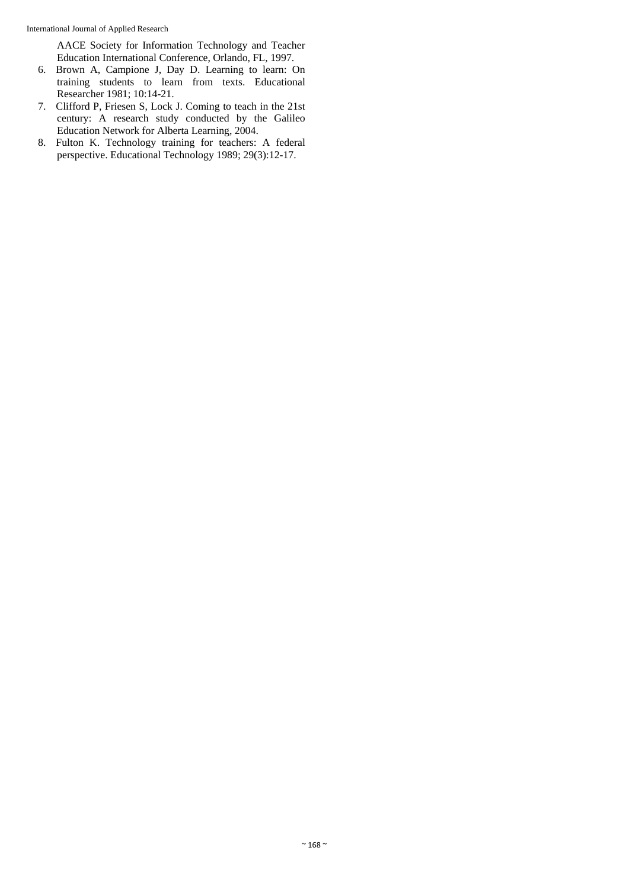AACE Society for Information Technology and Teacher Education International Conference, Orlando, FL, 1997.

6. Brown A, Campione J, Day D. Learning to learn: On training students to learn from texts. Educational Researcher 1981; 10:14-21.
7. Clifford P, Friesen S, Lock J. Coming to teach in the 21st century: A research study conducted by the Galileo Education Network for Alberta Learning, 2004.
8. Fulton K. Technology training for teachers: A federal perspective. Educational Technology 1989; 29(3):12-17.